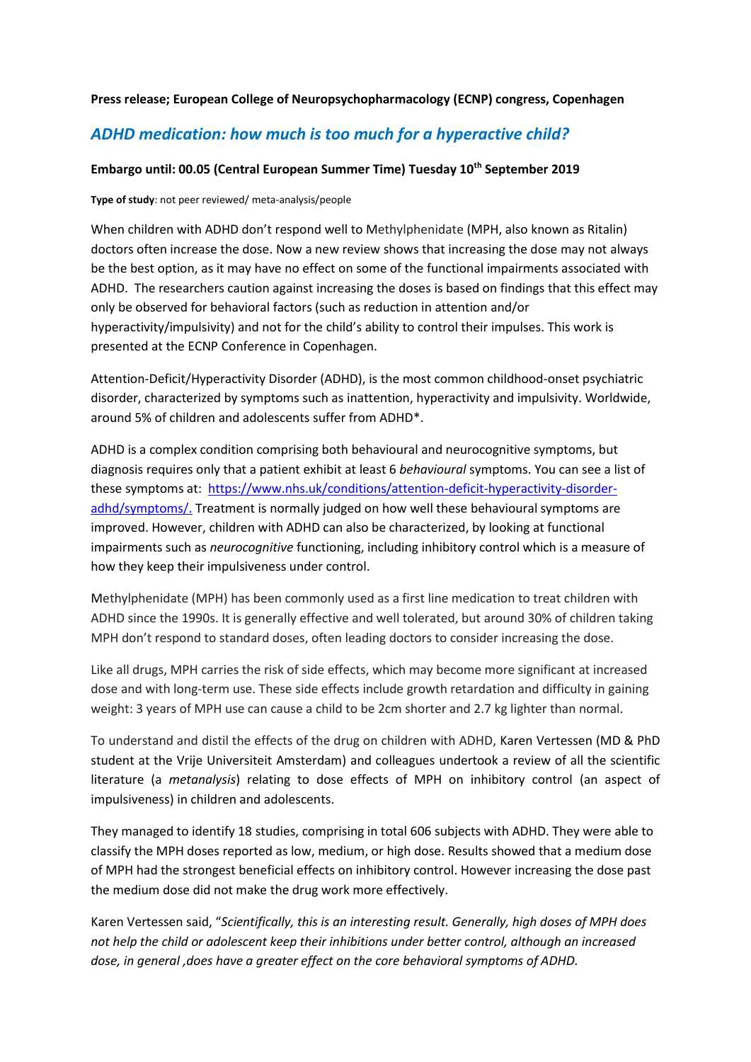**Press release; European College of Neuropsychopharmacology (ECNP) congress, Copenhagen**

## *ADHD medication: how much is too much for a hyperactive child?*

**Embargo until: 00.05 (Central European Summer Time) Tuesday 10th September 2019**

**Type of study**: not peer reviewed/ meta-analysis/people

When children with ADHD don't respond well to Methylphenidate (MPH, also known as Ritalin) doctors often increase the dose. Now a new review shows that increasing the dose may not always be the best option, as it may have no effect on some of the functional impairments associated with ADHD. The researchers caution against increasing the doses is based on findings that this effect may only be observed for behavioral factors (such as reduction in attention and/or hyperactivity/impulsivity) and not for the child's ability to control their impulses. This work is presented at the ECNP Conference in Copenhagen.

Attention-Deficit/Hyperactivity Disorder (ADHD), is the most common childhood-onset psychiatric disorder, characterized by symptoms such as inattention, hyperactivity and impulsivity. Worldwide, around 5% of children and adolescents suffer from ADHD*.

ADHD is a complex condition comprising both behavioural and neurocognitive symptoms, but diagnosis requires only that a patient exhibit at least 6 *behavioural* symptoms. You can see a list of these symptoms at: https://www.nhs.uk/conditions/attention-deficit-hyperactivity-disorder-adhd/symptoms/. Treatment is normally judged on how well these behavioural symptoms are improved. However, children with ADHD can also be characterized, by looking at functional impairments such as *neurocognitive* functioning, including inhibitory control which is a measure of how they keep their impulsiveness under control.

Methylphenidate (MPH) has been commonly used as a first line medication to treat children with ADHD since the 1990s. It is generally effective and well tolerated, but around 30% of children taking MPH don't respond to standard doses, often leading doctors to consider increasing the dose.

Like all drugs, MPH carries the risk of side effects, which may become more significant at increased dose and with long-term use. These side effects include growth retardation and difficulty in gaining weight: 3 years of MPH use can cause a child to be 2cm shorter and 2.7 kg lighter than normal.

To understand and distil the effects of the drug on children with ADHD, Karen Vertessen (MD & PhD student at the Vrije Universiteit Amsterdam) and colleagues undertook a review of all the scientific literature (a *metanalysis*) relating to dose effects of MPH on inhibitory control (an aspect of impulsiveness) in children and adolescents.

They managed to identify 18 studies, comprising in total 606 subjects with ADHD. They were able to classify the MPH doses reported as low, medium, or high dose. Results showed that a medium dose of MPH had the strongest beneficial effects on inhibitory control. However increasing the dose past the medium dose did not make the drug work more effectively.

Karen Vertessen said, "*Scientifically, this is an interesting result. Generally, high doses of MPH does not help the child or adolescent keep their inhibitions under better control, although an increased dose, in general ,does have a greater effect on the core behavioral symptoms of ADHD.*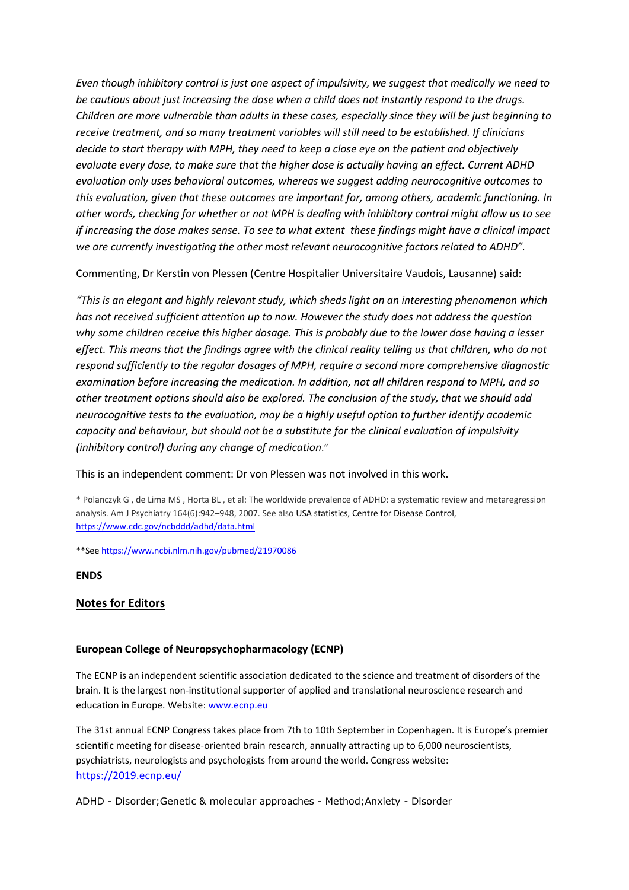*Even though inhibitory control is just one aspect of impulsivity, we suggest that medically we need to be cautious about just increasing the dose when a child does not instantly respond to the drugs. Children are more vulnerable than adults in these cases, especially since they will be just beginning to receive treatment, and so many treatment variables will still need to be established. If clinicians decide to start therapy with MPH, they need to keep a close eye on the patient and objectively evaluate every dose, to make sure that the higher dose is actually having an effect. Current ADHD evaluation only uses behavioral outcomes, whereas we suggest adding neurocognitive outcomes to this evaluation, given that these outcomes are important for, among others, academic functioning. In other words, checking for whether or not MPH is dealing with inhibitory control might allow us to see if increasing the dose makes sense. To see to what extent these findings might have a clinical impact we are currently investigating the other most relevant neurocognitive factors related to ADHD".*

Commenting, Dr Kerstin von Plessen (Centre Hospitalier Universitaire Vaudois, Lausanne) said:

*"This is an elegant and highly relevant study, which sheds light on an interesting phenomenon which has not received sufficient attention up to now. However the study does not address the question why some children receive this higher dosage. This is probably due to the lower dose having a lesser effect. This means that the findings agree with the clinical reality telling us that children, who do not respond sufficiently to the regular dosages of MPH, require a second more comprehensive diagnostic examination before increasing the medication. In addition, not all children respond to MPH, and so other treatment options should also be explored. The conclusion of the study, that we should add neurocognitive tests to the evaluation, may be a highly useful option to further identify academic capacity and behaviour, but should not be a substitute for the clinical evaluation of impulsivity (inhibitory control) during any change of medication."*

This is an independent comment: Dr von Plessen was not involved in this work.

* Polanczyk G , de Lima MS , Horta BL , et al: The worldwide prevalence of ADHD: a systematic review and metaregression analysis. Am J Psychiatry 164(6):942–948, 2007. See also USA statistics, Centre for Disease Control, https://www.cdc.gov/ncbddd/adhd/data.html

**See https://www.ncbi.nlm.nih.gov/pubmed/21970086

**ENDS**

## Notes for Editors

### European College of Neuropsychopharmacology (ECNP)

The ECNP is an independent scientific association dedicated to the science and treatment of disorders of the brain. It is the largest non-institutional supporter of applied and translational neuroscience research and education in Europe. Website: www.ecnp.eu

The 31st annual ECNP Congress takes place from 7th to 10th September in Copenhagen. It is Europe's premier scientific meeting for disease-oriented brain research, annually attracting up to 6,000 neuroscientists, psychiatrists, neurologists and psychologists from around the world. Congress website: https://2019.ecnp.eu/

ADHD - Disorder;Genetic & molecular approaches - Method;Anxiety - Disorder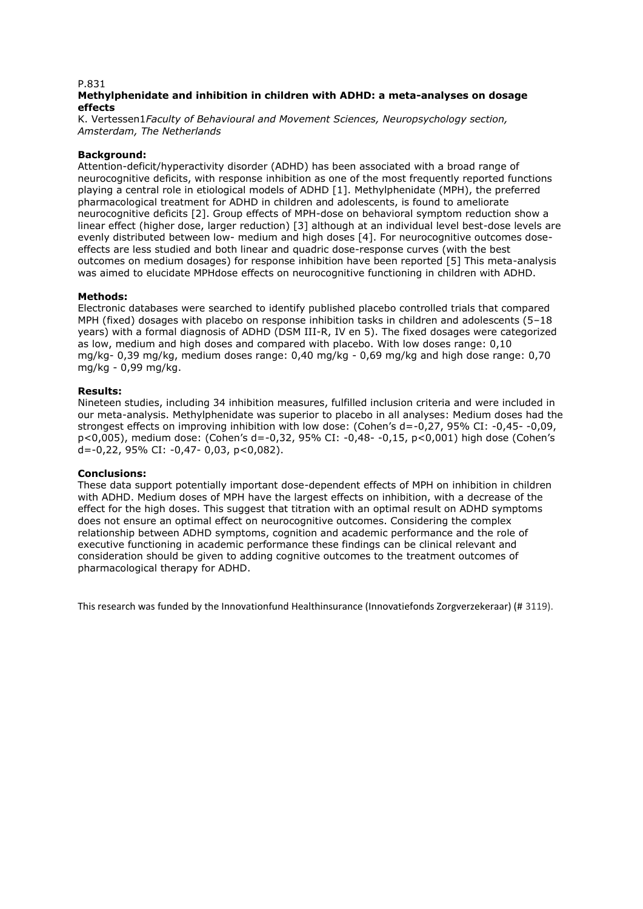P.831

**Methylphenidate and inhibition in children with ADHD: a meta-analyses on dosage effects**

K. Vertessen1*Faculty of Behavioural and Movement Sciences, Neuropsychology section, Amsterdam, The Netherlands*

**Background:**

Attention-deficit/hyperactivity disorder (ADHD) has been associated with a broad range of neurocognitive deficits, with response inhibition as one of the most frequently reported functions playing a central role in etiological models of ADHD [1]. Methylphenidate (MPH), the preferred pharmacological treatment for ADHD in children and adolescents, is found to ameliorate neurocognitive deficits [2]. Group effects of MPH-dose on behavioral symptom reduction show a linear effect (higher dose, larger reduction) [3] although at an individual level best-dose levels are evenly distributed between low- medium and high doses [4]. For neurocognitive outcomes dose-effects are less studied and both linear and quadric dose-response curves (with the best outcomes on medium dosages) for response inhibition have been reported [5] This meta-analysis was aimed to elucidate MPHdose effects on neurocognitive functioning in children with ADHD.

**Methods:**

Electronic databases were searched to identify published placebo controlled trials that compared MPH (fixed) dosages with placebo on response inhibition tasks in children and adolescents (5–18 years) with a formal diagnosis of ADHD (DSM III-R, IV en 5). The fixed dosages were categorized as low, medium and high doses and compared with placebo. With low doses range: 0,10 mg/kg- 0,39 mg/kg, medium doses range: 0,40 mg/kg - 0,69 mg/kg and high dose range: 0,70 mg/kg - 0,99 mg/kg.

**Results:**

Nineteen studies, including 34 inhibition measures, fulfilled inclusion criteria and were included in our meta-analysis. Methylphenidate was superior to placebo in all analyses: Medium doses had the strongest effects on improving inhibition with low dose: (Cohen's d=-0,27, 95% CI: -0,45- -0,09, p<0,005), medium dose: (Cohen's d=-0,32, 95% CI: -0,48- -0,15, p<0,001) high dose (Cohen's d=-0,22, 95% CI: -0,47- 0,03, p<0,082).

**Conclusions:**

These data support potentially important dose-dependent effects of MPH on inhibition in children with ADHD. Medium doses of MPH have the largest effects on inhibition, with a decrease of the effect for the high doses. This suggest that titration with an optimal result on ADHD symptoms does not ensure an optimal effect on neurocognitive outcomes. Considering the complex relationship between ADHD symptoms, cognition and academic performance and the role of executive functioning in academic performance these findings can be clinical relevant and consideration should be given to adding cognitive outcomes to the treatment outcomes of pharmacological therapy for ADHD.

This research was funded by the Innovationfund Healthinsurance (Innovatiefonds Zorgverzekeraar) (# 3119).